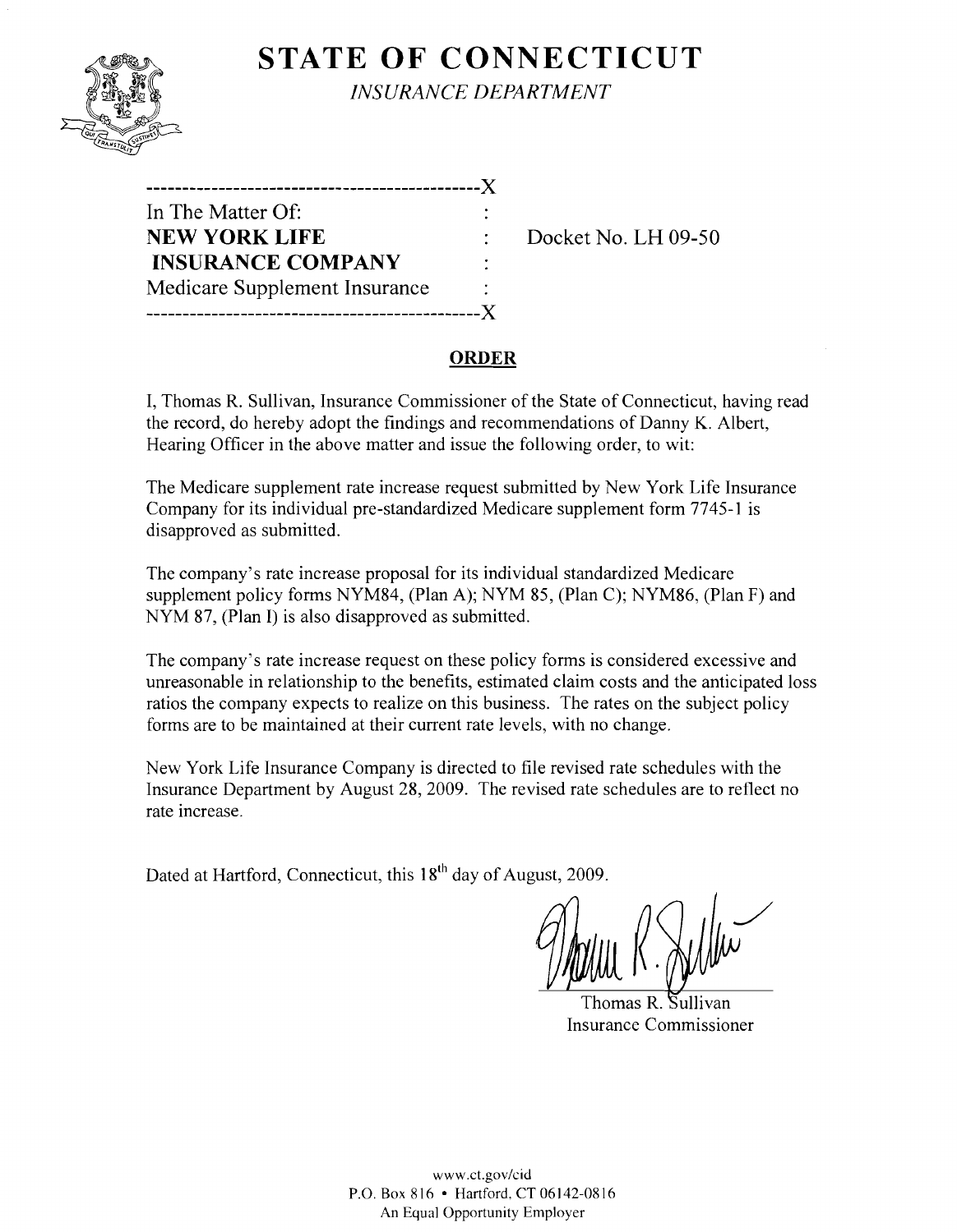# STATE OF CONNECTICUT

*INSURANCE DEPARTMENT*

---------------------------------------------X
In The Matter Of: :
**NEW YORK LIFE** : Docket No. LH 09-50
**INSURANCE COMPANY** :
Medicare Supplement Insurance :
---------------------------------------------X

## ORDER

I, Thomas R. Sullivan, Insurance Commissioner of the State of Connecticut, having read the record, do hereby adopt the findings and recommendations of Danny K. Albert, Hearing Officer in the above matter and issue the following order, to wit:

The Medicare supplement rate increase request submitted by New York Life Insurance Company for its individual pre-standardized Medicare supplement form 7745-1 is disapproved as submitted.

The company's rate increase proposal for its individual standardized Medicare supplement policy forms NYM84, (Plan A); NYM 85, (Plan C); NYM86, (Plan F) and NYM 87, (Plan I) is also disapproved as submitted.

The company's rate increase request on these policy forms is considered excessive and unreasonable in relationship to the benefits, estimated claim costs and the anticipated loss ratios the company expects to realize on this business. The rates on the subject policy forms are to be maintained at their current rate levels, with no change.

New York Life Insurance Company is directed to file revised rate schedules with the Insurance Department by August 28, 2009. The revised rate schedules are to reflect no rate increase.

Dated at Hartford, Connecticut, this 18th day of August, 2009.

Thomas R. Sullivan
Insurance Commissioner

www.ct.gov/cid
P.O. Box 816 • Hartford, CT 06142-0816
An Equal Opportunity Employer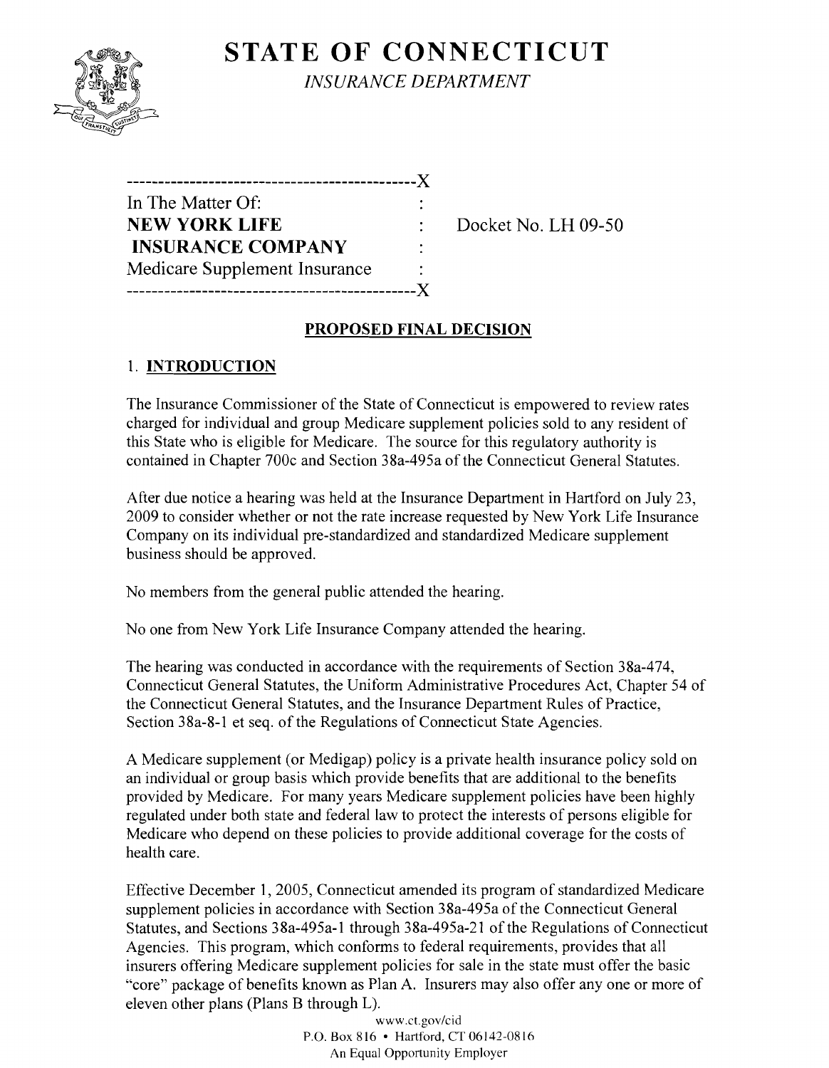# STATE OF CONNECTICUT

*INSURANCE DEPARTMENT*

```
----------------------------------------------X
In The Matter Of:                             :
NEW YORK LIFE                                 :    Docket No. LH 09-50
 INSURANCE COMPANY                            :
Medicare Supplement Insurance                 :
----------------------------------------------X
```

## PROPOSED FINAL DECISION

### 1. INTRODUCTION

The Insurance Commissioner of the State of Connecticut is empowered to review rates charged for individual and group Medicare supplement policies sold to any resident of this State who is eligible for Medicare. The source for this regulatory authority is contained in Chapter 700c and Section 38a-495a of the Connecticut General Statutes.

After due notice a hearing was held at the Insurance Department in Hartford on July 23, 2009 to consider whether or not the rate increase requested by New York Life Insurance Company on its individual pre-standardized and standardized Medicare supplement business should be approved.

No members from the general public attended the hearing.

No one from New York Life Insurance Company attended the hearing.

The hearing was conducted in accordance with the requirements of Section 38a-474, Connecticut General Statutes, the Uniform Administrative Procedures Act, Chapter 54 of the Connecticut General Statutes, and the Insurance Department Rules of Practice, Section 38a-8-1 et seq. of the Regulations of Connecticut State Agencies.

A Medicare supplement (or Medigap) policy is a private health insurance policy sold on an individual or group basis which provide benefits that are additional to the benefits provided by Medicare. For many years Medicare supplement policies have been highly regulated under both state and federal law to protect the interests of persons eligible for Medicare who depend on these policies to provide additional coverage for the costs of health care.

Effective December 1, 2005, Connecticut amended its program of standardized Medicare supplement policies in accordance with Section 38a-495a of the Connecticut General Statutes, and Sections 38a-495a-1 through 38a-495a-21 of the Regulations of Connecticut Agencies. This program, which conforms to federal requirements, provides that all insurers offering Medicare supplement policies for sale in the state must offer the basic "core" package of benefits known as Plan A. Insurers may also offer any one or more of eleven other plans (Plans B through L).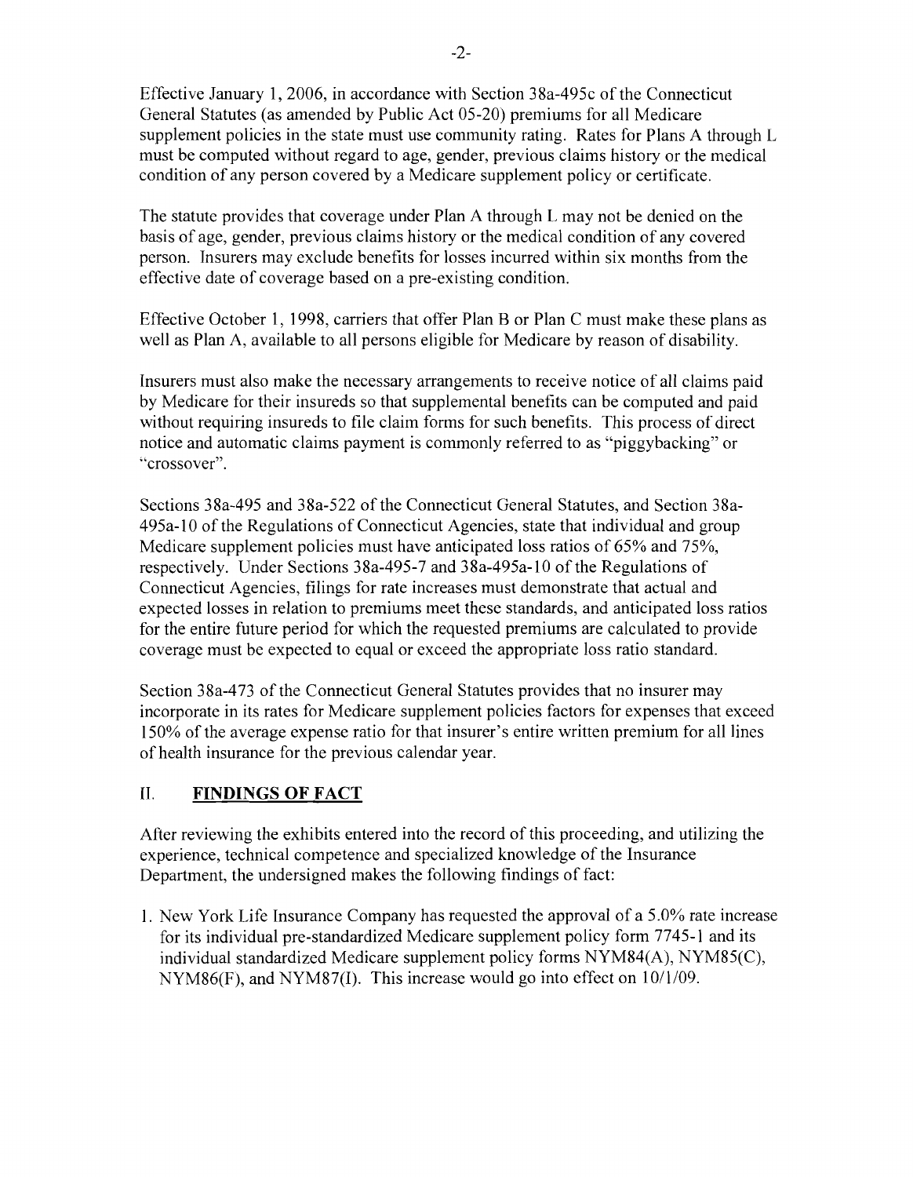Effective January 1, 2006, in accordance with Section 38a-495c of the Connecticut General Statutes (as amended by Public Act 05-20) premiums for all Medicare supplement policies in the state must use community rating. Rates for Plans A through L must be computed without regard to age, gender, previous claims history or the medical condition of any person covered by a Medicare supplement policy or certificate.

The statute provides that coverage under Plan A through L may not be denied on the basis of age, gender, previous claims history or the medical condition of any covered person. Insurers may exclude benefits for losses incurred within six months from the effective date of coverage based on a pre-existing condition.

Effective October 1, 1998, carriers that offer Plan B or Plan C must make these plans as well as Plan A, available to all persons eligible for Medicare by reason of disability.

Insurers must also make the necessary arrangements to receive notice of all claims paid by Medicare for their insureds so that supplemental benefits can be computed and paid without requiring insureds to file claim forms for such benefits. This process of direct notice and automatic claims payment is commonly referred to as "piggybacking" or "crossover".

Sections 38a-495 and 38a-522 of the Connecticut General Statutes, and Section 38a-495a-10 of the Regulations of Connecticut Agencies, state that individual and group Medicare supplement policies must have anticipated loss ratios of 65% and 75%, respectively. Under Sections 38a-495-7 and 38a-495a-10 of the Regulations of Connecticut Agencies, filings for rate increases must demonstrate that actual and expected losses in relation to premiums meet these standards, and anticipated loss ratios for the entire future period for which the requested premiums are calculated to provide coverage must be expected to equal or exceed the appropriate loss ratio standard.

Section 38a-473 of the Connecticut General Statutes provides that no insurer may incorporate in its rates for Medicare supplement policies factors for expenses that exceed 150% of the average expense ratio for that insurer's entire written premium for all lines of health insurance for the previous calendar year.

## II. FINDINGS OF FACT

After reviewing the exhibits entered into the record of this proceeding, and utilizing the experience, technical competence and specialized knowledge of the Insurance Department, the undersigned makes the following findings of fact:

1. New York Life Insurance Company has requested the approval of a 5.0% rate increase for its individual pre-standardized Medicare supplement policy form 7745-1 and its individual standardized Medicare supplement policy forms NYM84(A), NYM85(C), NYM86(F), and NYM87(I). This increase would go into effect on 10/1/09.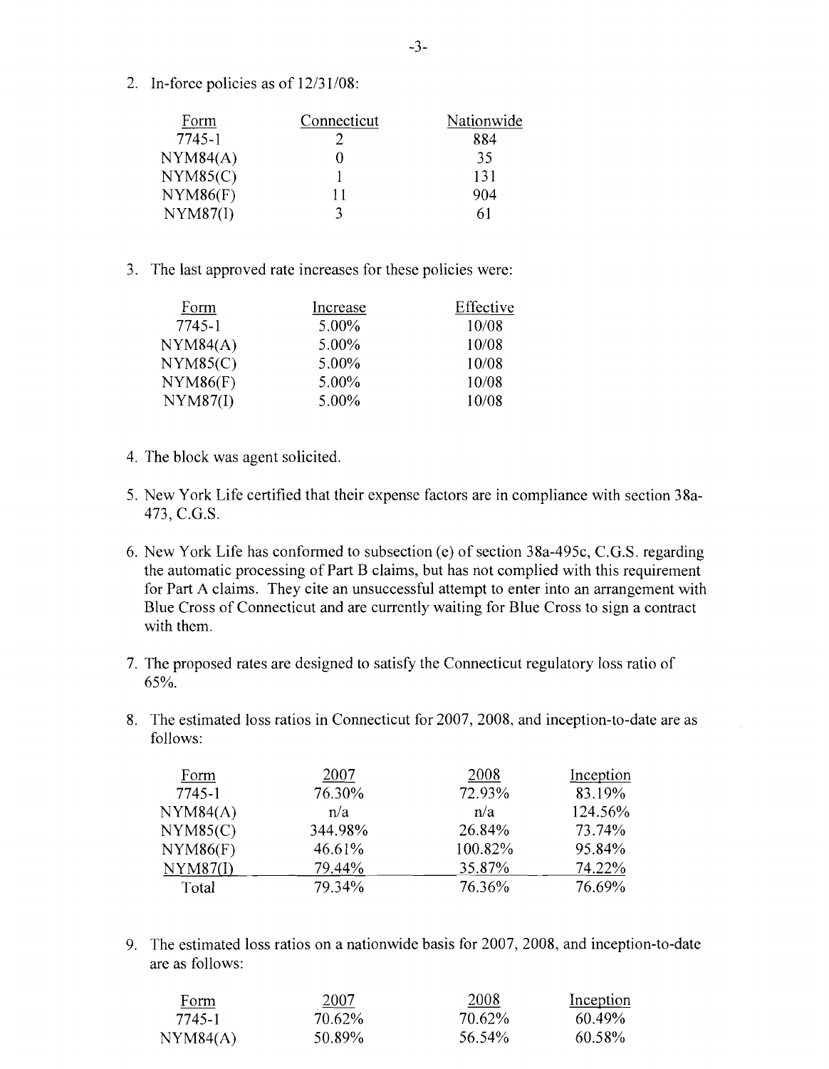2. In-force policies as of 12/31/08:

| Form | Connecticut | Nationwide |
|---|---|---|
| 7745-1 | 2 | 884 |
| NYM84(A) | 0 | 35 |
| NYM85(C) | 1 | 131 |
| NYM86(F) | 11 | 904 |
| NYM87(I) | 3 | 61 |

3. The last approved rate increases for these policies were:

| Form | Increase | Effective |
|---|---|---|
| 7745-1 | 5.00% | 10/08 |
| NYM84(A) | 5.00% | 10/08 |
| NYM85(C) | 5.00% | 10/08 |
| NYM86(F) | 5.00% | 10/08 |
| NYM87(I) | 5.00% | 10/08 |

4. The block was agent solicited.

5. New York Life certified that their expense factors are in compliance with section 38a-473, C.G.S.

6. New York Life has conformed to subsection (e) of section 38a-495c, C.G.S. regarding the automatic processing of Part B claims, but has not complied with this requirement for Part A claims. They cite an unsuccessful attempt to enter into an arrangement with Blue Cross of Connecticut and are currently waiting for Blue Cross to sign a contract with them.

7. The proposed rates are designed to satisfy the Connecticut regulatory loss ratio of 65%.

8. The estimated loss ratios in Connecticut for 2007, 2008, and inception-to-date are as follows:

| Form | 2007 | 2008 | Inception |
|---|---|---|---|
| 7745-1 | 76.30% | 72.93% | 83.19% |
| NYM84(A) | n/a | n/a | 124.56% |
| NYM85(C) | 344.98% | 26.84% | 73.74% |
| NYM86(F) | 46.61% | 100.82% | 95.84% |
| NYM87(I) | 79.44% | 35.87% | 74.22% |
| Total | 79.34% | 76.36% | 76.69% |

9. The estimated loss ratios on a nationwide basis for 2007, 2008, and inception-to-date are as follows:

| Form | 2007 | 2008 | Inception |
|---|---|---|---|
| 7745-1 | 70.62% | 70.62% | 60.49% |
| NYM84(A) | 50.89% | 56.54% | 60.58% |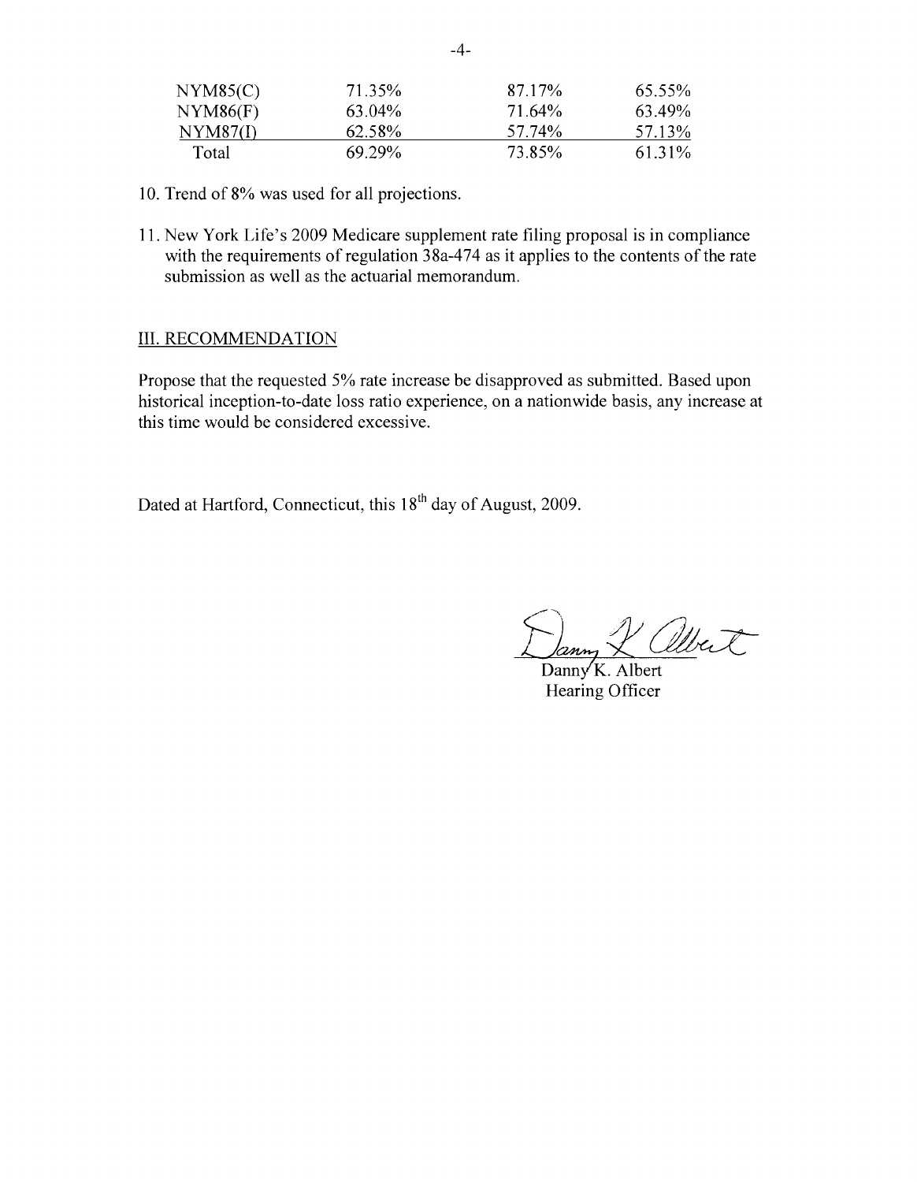| | | | |
|---|---|---|---|
| NYM85(C) | 71.35% | 87.17% | 65.55% |
| NYM86(F) | 63.04% | 71.64% | 63.49% |
| NYM87(I) | 62.58% | 57.74% | 57.13% |
| Total | 69.29% | 73.85% | 61.31% |

10. Trend of 8% was used for all projections.

11. New York Life's 2009 Medicare supplement rate filing proposal is in compliance with the requirements of regulation 38a-474 as it applies to the contents of the rate submission as well as the actuarial memorandum.

## III. RECOMMENDATION

Propose that the requested 5% rate increase be disapproved as submitted. Based upon historical inception-to-date loss ratio experience, on a nationwide basis, any increase at this time would be considered excessive.

Dated at Hartford, Connecticut, this 18th day of August, 2009.

Danny K. Albert
Hearing Officer